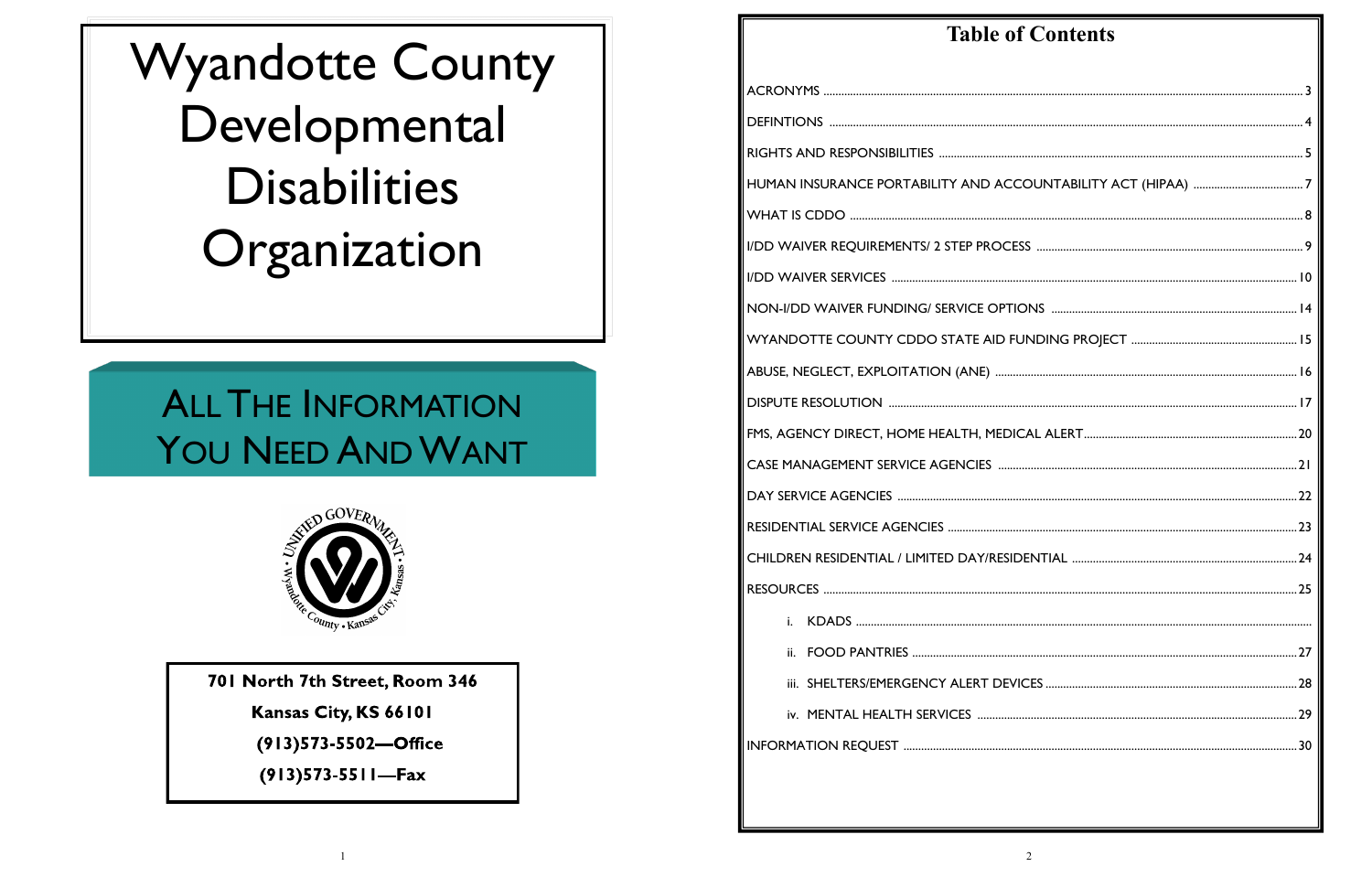# Wyandotte County Developmental Disabilities Organization

## All The Information You Need And Want

**701 North 7th Street, Room 346**

**Kansas City, KS 66101**

**(913)573-5502—Office**

**(913)573-5511—Fax**

## Table of Contents

| | |
|---|---|
| ACRONYMS | 3 |
| DEFINTIONS | 4 |
| RIGHTS AND RESPONSIBILITIES | 5 |
| HUMAN INSURANCE PORTABILITY AND ACCOUNTABILITY ACT (HIPAA) | 7 |
| WHAT IS CDDO | 8 |
| I/DD WAIVER REQUIREMENTS/ 2 STEP PROCESS | 9 |
| I/DD WAIVER SERVICES | 10 |
| NON-I/DD WAIVER FUNDING/ SERVICE OPTIONS | 14 |
| WYANDOTTE COUNTY CDDO STATE AID FUNDING PROJECT | 15 |
| ABUSE, NEGLECT, EXPLOITATION (ANE) | 16 |
| DISPUTE RESOLUTION | 17 |
| FMS, AGENCY DIRECT, HOME HEALTH, MEDICAL ALERT | 20 |
| CASE MANAGEMENT SERVICE AGENCIES | 21 |
| DAY SERVICE AGENCIES | 22 |
| RESIDENTIAL SERVICE AGENCIES | 23 |
| CHILDREN RESIDENTIAL / LIMITED DAY/RESIDENTIAL | 24 |
| RESOURCES | 25 |
| i. KDADS | |
| ii. FOOD PANTRIES | 27 |
| iii. SHELTERS/EMERGENCY ALERT DEVICES | 28 |
| iv. MENTAL HEALTH SERVICES | 29 |
| INFORMATION REQUEST | 30 |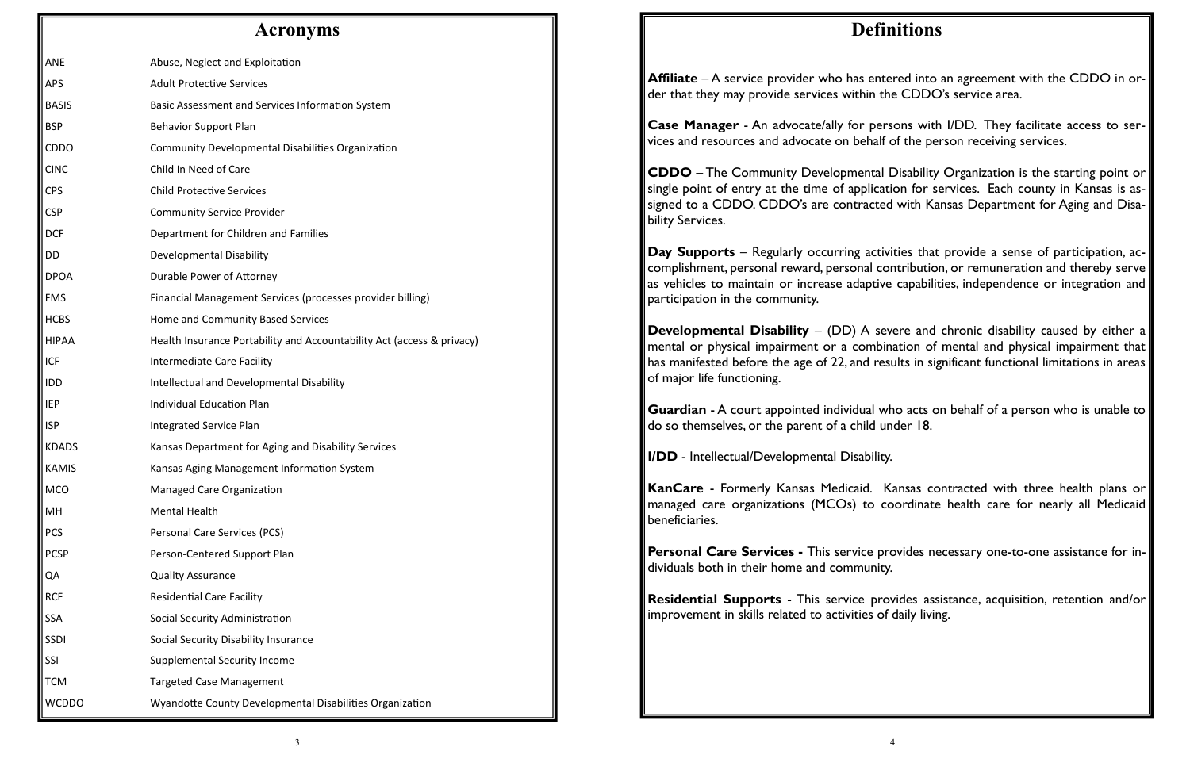# Acronyms

| | |
|---|---|
| ANE | Abuse, Neglect and Exploitation |
| APS | Adult Protective Services |
| BASIS | Basic Assessment and Services Information System |
| BSP | Behavior Support Plan |
| CDDO | Community Developmental Disabilities Organization |
| CINC | Child In Need of Care |
| CPS | Child Protective Services |
| CSP | Community Service Provider |
| DCF | Department for Children and Families |
| DD | Developmental Disability |
| DPOA | Durable Power of Attorney |
| FMS | Financial Management Services (processes provider billing) |
| HCBS | Home and Community Based Services |
| HIPAA | Health Insurance Portability and Accountability Act (access & privacy) |
| ICF | Intermediate Care Facility |
| IDD | Intellectual and Developmental Disability |
| IEP | Individual Education Plan |
| ISP | Integrated Service Plan |
| KDADS | Kansas Department for Aging and Disability Services |
| KAMIS | Kansas Aging Management Information System |
| MCO | Managed Care Organization |
| MH | Mental Health |
| PCS | Personal Care Services (PCS) |
| PCSP | Person-Centered Support Plan |
| QA | Quality Assurance |
| RCF | Residential Care Facility |
| SSA | Social Security Administration |
| SSDI | Social Security Disability Insurance |
| SSI | Supplemental Security Income |
| TCM | Targeted Case Management |
| WCDDO | Wyandotte County Developmental Disabilities Organization |

# Definitions

**Affiliate** – A service provider who has entered into an agreement with the CDDO in order that they may provide services within the CDDO's service area.

**Case Manager** - An advocate/ally for persons with I/DD. They facilitate access to services and resources and advocate on behalf of the person receiving services.

**CDDO** – The Community Developmental Disability Organization is the starting point or single point of entry at the time of application for services. Each county in Kansas is assigned to a CDDO. CDDO's are contracted with Kansas Department for Aging and Disability Services.

**Day Supports** – Regularly occurring activities that provide a sense of participation, accomplishment, personal reward, personal contribution, or remuneration and thereby serve as vehicles to maintain or increase adaptive capabilities, independence or integration and participation in the community.

**Developmental Disability** – (DD) A severe and chronic disability caused by either a mental or physical impairment or a combination of mental and physical impairment that has manifested before the age of 22, and results in significant functional limitations in areas of major life functioning.

**Guardian** - A court appointed individual who acts on behalf of a person who is unable to do so themselves, or the parent of a child under 18.

**I/DD** - Intellectual/Developmental Disability.

**KanCare** - Formerly Kansas Medicaid. Kansas contracted with three health plans or managed care organizations (MCOs) to coordinate health care for nearly all Medicaid beneficiaries.

**Personal Care Services -** This service provides necessary one-to-one assistance for individuals both in their home and community.

**Residential Supports** - This service provides assistance, acquisition, retention and/or improvement in skills related to activities of daily living.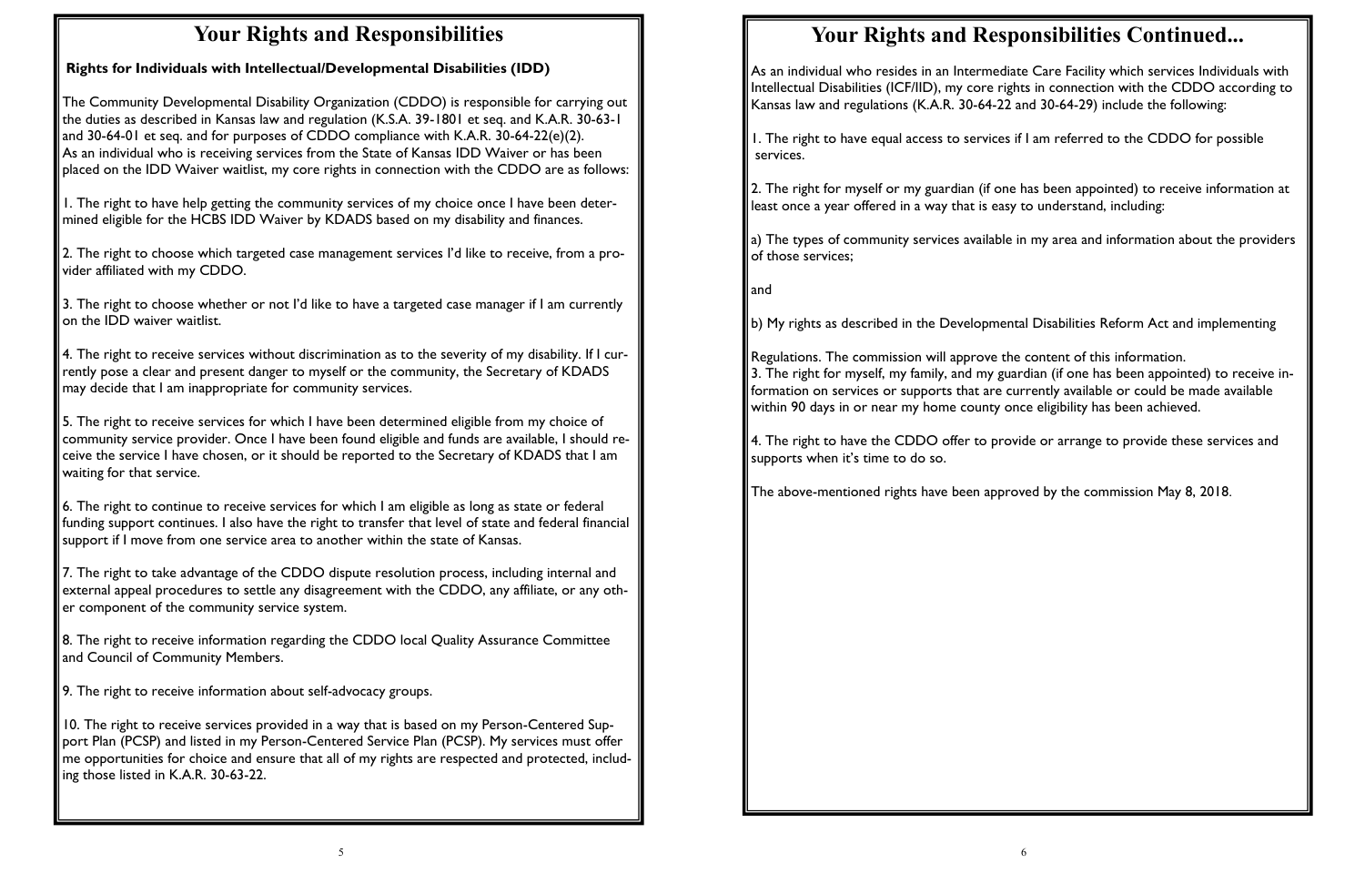# Your Rights and Responsibilities

### Rights for Individuals with Intellectual/Developmental Disabilities (IDD)

The Community Developmental Disability Organization (CDDO) is responsible for carrying out the duties as described in Kansas law and regulation (K.S.A. 39-1801 et seq. and K.A.R. 30-63-1 and 30-64-01 et seq. and for purposes of CDDO compliance with K.A.R. 30-64-22(e)(2). As an individual who is receiving services from the State of Kansas IDD Waiver or has been placed on the IDD Waiver waitlist, my core rights in connection with the CDDO are as follows:

1. The right to have help getting the community services of my choice once I have been determined eligible for the HCBS IDD Waiver by KDADS based on my disability and finances.

2. The right to choose which targeted case management services I'd like to receive, from a provider affiliated with my CDDO.

3. The right to choose whether or not I'd like to have a targeted case manager if I am currently on the IDD waiver waitlist.

4. The right to receive services without discrimination as to the severity of my disability. If I currently pose a clear and present danger to myself or the community, the Secretary of KDADS may decide that I am inappropriate for community services.

5. The right to receive services for which I have been determined eligible from my choice of community service provider. Once I have been found eligible and funds are available, I should receive the service I have chosen, or it should be reported to the Secretary of KDADS that I am waiting for that service.

6. The right to continue to receive services for which I am eligible as long as state or federal funding support continues. I also have the right to transfer that level of state and federal financial support if I move from one service area to another within the state of Kansas.

7. The right to take advantage of the CDDO dispute resolution process, including internal and external appeal procedures to settle any disagreement with the CDDO, any affiliate, or any other component of the community service system.

8. The right to receive information regarding the CDDO local Quality Assurance Committee and Council of Community Members.

9. The right to receive information about self-advocacy groups.

10. The right to receive services provided in a way that is based on my Person-Centered Support Plan (PCSP) and listed in my Person-Centered Service Plan (PCSP). My services must offer me opportunities for choice and ensure that all of my rights are respected and protected, including those listed in K.A.R. 30-63-22.

# Your Rights and Responsibilities Continued...

As an individual who resides in an Intermediate Care Facility which services Individuals with Intellectual Disabilities (ICF/IID), my core rights in connection with the CDDO according to Kansas law and regulations (K.A.R. 30-64-22 and 30-64-29) include the following:

1. The right to have equal access to services if I am referred to the CDDO for possible services.

2. The right for myself or my guardian (if one has been appointed) to receive information at least once a year offered in a way that is easy to understand, including:

a) The types of community services available in my area and information about the providers of those services;

and

b) My rights as described in the Developmental Disabilities Reform Act and implementing

Regulations. The commission will approve the content of this information.

3. The right for myself, my family, and my guardian (if one has been appointed) to receive information on services or supports that are currently available or could be made available within 90 days in or near my home county once eligibility has been achieved.

4. The right to have the CDDO offer to provide or arrange to provide these services and supports when it's time to do so.

The above-mentioned rights have been approved by the commission May 8, 2018.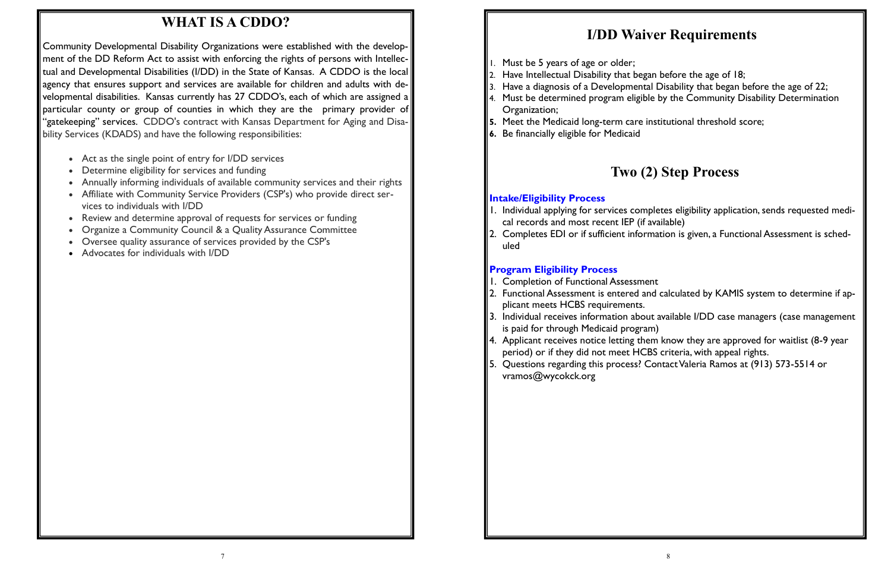# WHAT IS A CDDO?

Community Developmental Disability Organizations were established with the development of the DD Reform Act to assist with enforcing the rights of persons with Intellectual and Developmental Disabilities (I/DD) in the State of Kansas. A CDDO is the local agency that ensures support and services are available for children and adults with developmental disabilities. Kansas currently has 27 CDDO's, each of which are assigned a particular county or group of counties in which they are the primary provider of "gatekeeping" services. CDDO's contract with Kansas Department for Aging and Disability Services (KDADS) and have the following responsibilities:

- Act as the single point of entry for I/DD services
- Determine eligibility for services and funding
- Annually informing individuals of available community services and their rights
- Affiliate with Community Service Providers (CSP's) who provide direct services to individuals with I/DD
- Review and determine approval of requests for services or funding
- Organize a Community Council & a Quality Assurance Committee
- Oversee quality assurance of services provided by the CSP's
- Advocates for individuals with I/DD

# I/DD Waiver Requirements

1. Must be 5 years of age or older;
2. Have Intellectual Disability that began before the age of 18;
3. Have a diagnosis of a Developmental Disability that began before the age of 22;
4. Must be determined program eligible by the Community Disability Determination Organization;
5. Meet the Medicaid long-term care institutional threshold score;
6. Be financially eligible for Medicaid

# Two (2) Step Process

### Intake/Eligibility Process

1. Individual applying for services completes eligibility application, sends requested medical records and most recent IEP (if available)
2. Completes EDI or if sufficient information is given, a Functional Assessment is scheduled

### Program Eligibility Process

1. Completion of Functional Assessment
2. Functional Assessment is entered and calculated by KAMIS system to determine if applicant meets HCBS requirements.
3. Individual receives information about available I/DD case managers (case management is paid for through Medicaid program)
4. Applicant receives notice letting them know they are approved for waitlist (8-9 year period) or if they did not meet HCBS criteria, with appeal rights.
5. Questions regarding this process? Contact Valeria Ramos at (913) 573-5514 or vramos@wycokck.org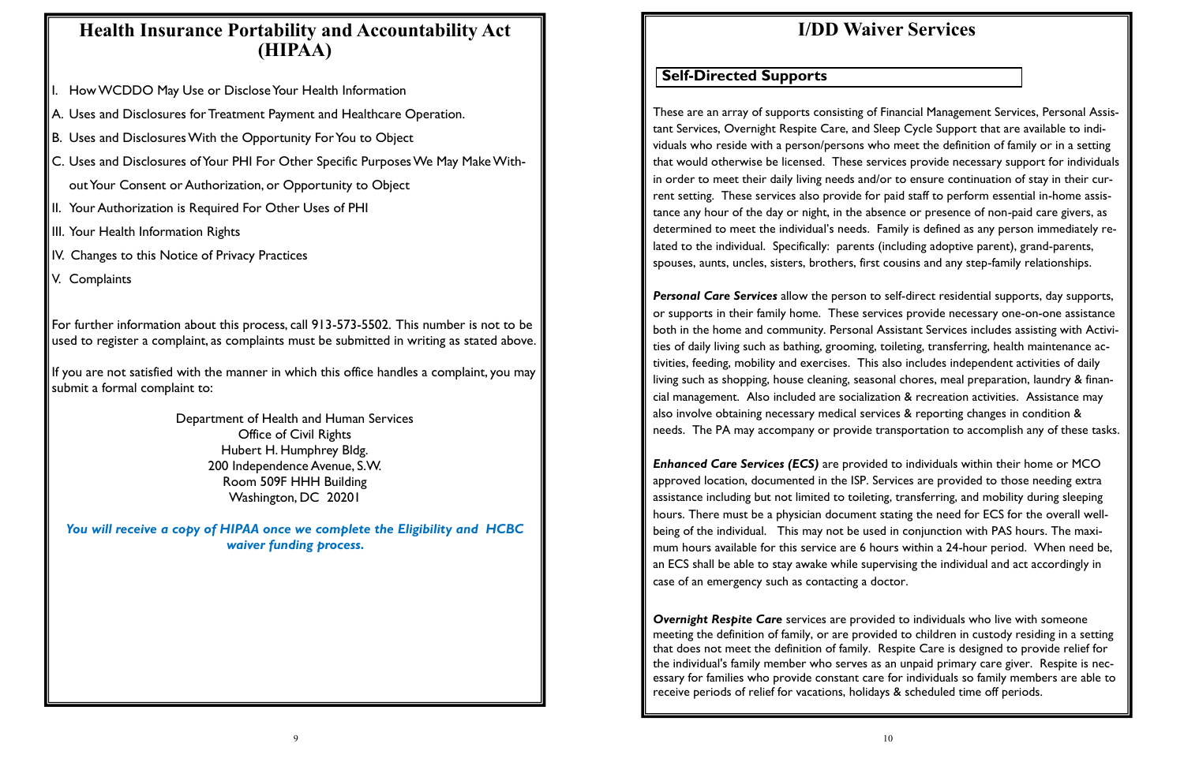# Health Insurance Portability and Accountability Act (HIPAA)

I. How WCDDO May Use or Disclose Your Health Information

A. Uses and Disclosures for Treatment Payment and Healthcare Operation.

B. Uses and Disclosures With the Opportunity For You to Object

C. Uses and Disclosures of Your PHI For Other Specific Purposes We May Make Without Your Consent or Authorization, or Opportunity to Object

II. Your Authorization is Required For Other Uses of PHI

III. Your Health Information Rights

IV. Changes to this Notice of Privacy Practices

V. Complaints

For further information about this process, call 913-573-5502. This number is not to be used to register a complaint, as complaints must be submitted in writing as stated above.

If you are not satisfied with the manner in which this office handles a complaint, you may submit a formal complaint to:

Department of Health and Human Services
Office of Civil Rights
Hubert H. Humphrey Bldg.
200 Independence Avenue, S.W.
Room 509F HHH Building
Washington, DC 20201

***You will receive a copy of HIPAA once we complete the Eligibility and HCBC waiver funding process.***

# I/DD Waiver Services

## Self-Directed Supports

These are an array of supports consisting of Financial Management Services, Personal Assistant Services, Overnight Respite Care, and Sleep Cycle Support that are available to individuals who reside with a person/persons who meet the definition of family or in a setting that would otherwise be licensed. These services provide necessary support for individuals in order to meet their daily living needs and/or to ensure continuation of stay in their current setting. These services also provide for paid staff to perform essential in-home assistance any hour of the day or night, in the absence or presence of non-paid care givers, as determined to meet the individual's needs. Family is defined as any person immediately related to the individual. Specifically: parents (including adoptive parent), grand-parents, spouses, aunts, uncles, sisters, brothers, first cousins and any step-family relationships.

***Personal Care Services*** allow the person to self-direct residential supports, day supports, or supports in their family home. These services provide necessary one-on-one assistance both in the home and community. Personal Assistant Services includes assisting with Activities of daily living such as bathing, grooming, toileting, transferring, health maintenance activities, feeding, mobility and exercises. This also includes independent activities of daily living such as shopping, house cleaning, seasonal chores, meal preparation, laundry & financial management. Also included are socialization & recreation activities. Assistance may also involve obtaining necessary medical services & reporting changes in condition & needs. The PA may accompany or provide transportation to accomplish any of these tasks.

***Enhanced Care Services (ECS)*** are provided to individuals within their home or MCO approved location, documented in the ISP. Services are provided to those needing extra assistance including but not limited to toileting, transferring, and mobility during sleeping hours. There must be a physician document stating the need for ECS for the overall well-being of the individual. This may not be used in conjunction with PAS hours. The maximum hours available for this service are 6 hours within a 24-hour period. When need be, an ECS shall be able to stay awake while supervising the individual and act accordingly in case of an emergency such as contacting a doctor.

***Overnight Respite Care*** services are provided to individuals who live with someone meeting the definition of family, or are provided to children in custody residing in a setting that does not meet the definition of family. Respite Care is designed to provide relief for the individual's family member who serves as an unpaid primary care giver. Respite is necessary for families who provide constant care for individuals so family members are able to receive periods of relief for vacations, holidays & scheduled time off periods.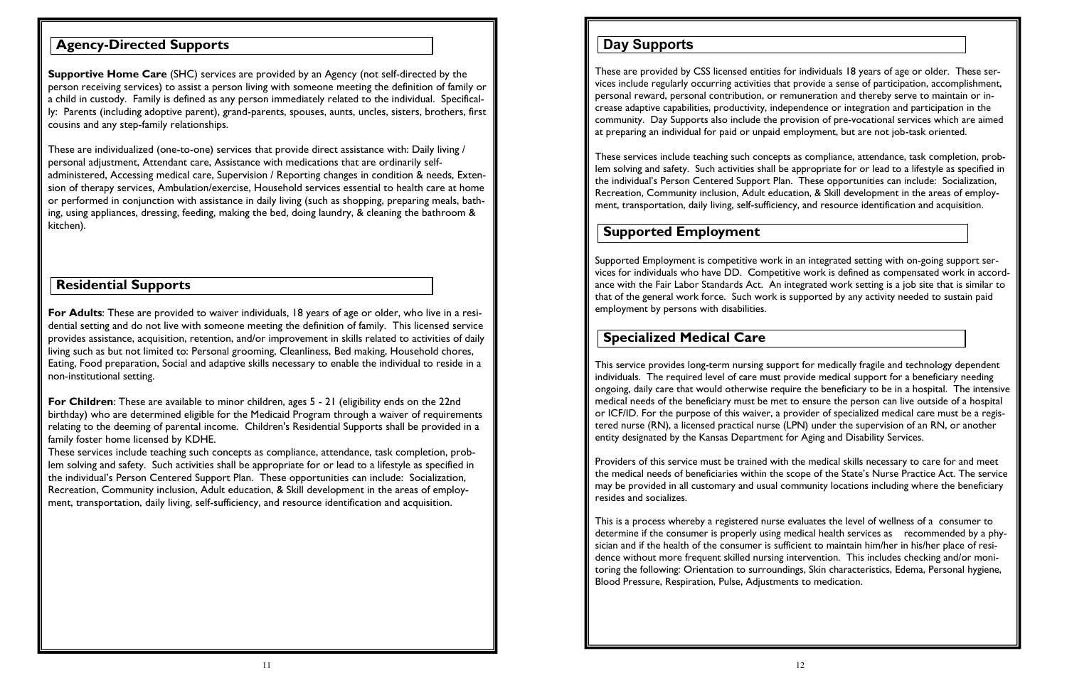## Agency-Directed Supports

**Supportive Home Care** (SHC) services are provided by an Agency (not self-directed by the person receiving services) to assist a person living with someone meeting the definition of family or a child in custody. Family is defined as any person immediately related to the individual. Specifically: Parents (including adoptive parent), grand-parents, spouses, aunts, uncles, sisters, brothers, first cousins and any step-family relationships.

These are individualized (one-to-one) services that provide direct assistance with: Daily living / personal adjustment, Attendant care, Assistance with medications that are ordinarily self-administered, Accessing medical care, Supervision / Reporting changes in condition & needs, Extension of therapy services, Ambulation/exercise, Household services essential to health care at home or performed in conjunction with assistance in daily living (such as shopping, preparing meals, bathing, using appliances, dressing, feeding, making the bed, doing laundry, & cleaning the bathroom & kitchen).

## Residential Supports

**For Adults**: These are provided to waiver individuals, 18 years of age or older, who live in a residential setting and do not live with someone meeting the definition of family. This licensed service provides assistance, acquisition, retention, and/or improvement in skills related to activities of daily living such as but not limited to: Personal grooming, Cleanliness, Bed making, Household chores, Eating, Food preparation, Social and adaptive skills necessary to enable the individual to reside in a non-institutional setting.

**For Children**: These are available to minor children, ages 5 - 21 (eligibility ends on the 22nd birthday) who are determined eligible for the Medicaid Program through a waiver of requirements relating to the deeming of parental income. Children's Residential Supports shall be provided in a family foster home licensed by KDHE.

These services include teaching such concepts as compliance, attendance, task completion, problem solving and safety. Such activities shall be appropriate for or lead to a lifestyle as specified in the individual's Person Centered Support Plan. These opportunities can include: Socialization, Recreation, Community inclusion, Adult education, & Skill development in the areas of employment, transportation, daily living, self-sufficiency, and resource identification and acquisition.

## Day Supports

These are provided by CSS licensed entities for individuals 18 years of age or older. These services include regularly occurring activities that provide a sense of participation, accomplishment, personal reward, personal contribution, or remuneration and thereby serve to maintain or increase adaptive capabilities, productivity, independence or integration and participation in the community. Day Supports also include the provision of pre-vocational services which are aimed at preparing an individual for paid or unpaid employment, but are not job-task oriented.

These services include teaching such concepts as compliance, attendance, task completion, problem solving and safety. Such activities shall be appropriate for or lead to a lifestyle as specified in the individual's Person Centered Support Plan. These opportunities can include: Socialization, Recreation, Community inclusion, Adult education, & Skill development in the areas of employment, transportation, daily living, self-sufficiency, and resource identification and acquisition.

## Supported Employment

Supported Employment is competitive work in an integrated setting with on-going support services for individuals who have DD. Competitive work is defined as compensated work in accordance with the Fair Labor Standards Act. An integrated work setting is a job site that is similar to that of the general work force. Such work is supported by any activity needed to sustain paid employment by persons with disabilities.

## Specialized Medical Care

This service provides long-term nursing support for medically fragile and technology dependent individuals. The required level of care must provide medical support for a beneficiary needing ongoing, daily care that would otherwise require the beneficiary to be in a hospital. The intensive medical needs of the beneficiary must be met to ensure the person can live outside of a hospital or ICF/ID. For the purpose of this waiver, a provider of specialized medical care must be a registered nurse (RN), a licensed practical nurse (LPN) under the supervision of an RN, or another entity designated by the Kansas Department for Aging and Disability Services.

Providers of this service must be trained with the medical skills necessary to care for and meet the medical needs of beneficiaries within the scope of the State's Nurse Practice Act. The service may be provided in all customary and usual community locations including where the beneficiary resides and socializes.

This is a process whereby a registered nurse evaluates the level of wellness of a consumer to determine if the consumer is properly using medical health services as recommended by a physician and if the health of the consumer is sufficient to maintain him/her in his/her place of residence without more frequent skilled nursing intervention. This includes checking and/or monitoring the following: Orientation to surroundings, Skin characteristics, Edema, Personal hygiene, Blood Pressure, Respiration, Pulse, Adjustments to medication.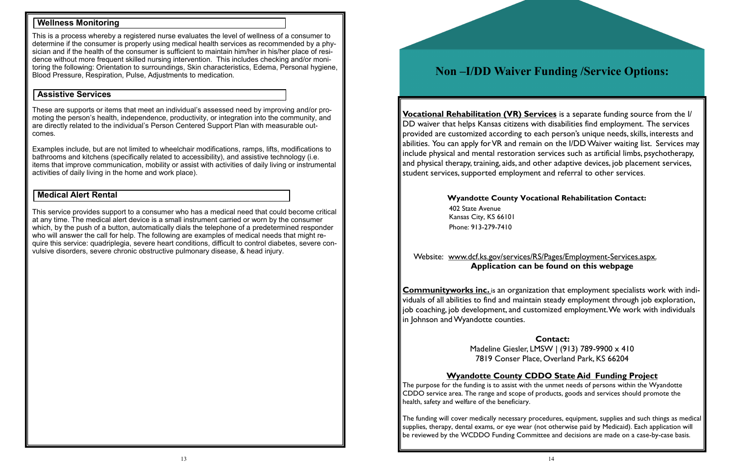## Wellness Monitoring

This is a process whereby a registered nurse evaluates the level of wellness of a consumer to determine if the consumer is properly using medical health services as recommended by a physician and if the health of the consumer is sufficient to maintain him/her in his/her place of residence without more frequent skilled nursing intervention. This includes checking and/or monitoring the following: Orientation to surroundings, Skin characteristics, Edema, Personal hygiene, Blood Pressure, Respiration, Pulse, Adjustments to medication.

## Assistive Services

These are supports or items that meet an individual's assessed need by improving and/or promoting the person's health, independence, productivity, or integration into the community, and are directly related to the individual's Person Centered Support Plan with measurable outcomes.

Examples include, but are not limited to wheelchair modifications, ramps, lifts, modifications to bathrooms and kitchens (specifically related to accessibility), and assistive technology (i.e. items that improve communication, mobility or assist with activities of daily living or instrumental activities of daily living in the home and work place).

## Medical Alert Rental

This service provides support to a consumer who has a medical need that could become critical at any time. The medical alert device is a small instrument carried or worn by the consumer which, by the push of a button, automatically dials the telephone of a predetermined responder who will answer the call for help. The following are examples of medical needs that might require this service: quadriplegia, severe heart conditions, difficult to control diabetes, severe convulsive disorders, severe chronic obstructive pulmonary disease, & head injury.

# Non –I/DD Waiver Funding /Service Options:

**Vocational Rehabilitation (VR) Services** is a separate funding source from the I/DD waiver that helps Kansas citizens with disabilities find employment. The services provided are customized according to each person's unique needs, skills, interests and abilities. You can apply for VR and remain on the I/DD Waiver waiting list. Services may include physical and mental restoration services such as artificial limbs, psychotherapy, and physical therapy, training, aids, and other adaptive devices, job placement services, student services, supported employment and referral to other services.

**Wyandotte County Vocational Rehabilitation Contact:**

402 State Avenue
Kansas City, KS 66101
Phone: 913-279-7410

Website: www.dcf.ks.gov/services/RS/Pages/Employment-Services.aspx.

**Application can be found on this webpage**

**Communityworks inc.** is an organization that employment specialists work with individuals of all abilities to find and maintain steady employment through job exploration, job coaching, job development, and customized employment. We work with individuals in Johnson and Wyandotte counties.

**Contact:**

Madeline Giesler, LMSW | (913) 789-9900 x 410
7819 Conser Place, Overland Park, KS 66204

### Wyandotte County CDDO State Aid Funding Project

The purpose for the funding is to assist with the unmet needs of persons within the Wyandotte CDDO service area. The range and scope of products, goods and services should promote the health, safety and welfare of the beneficiary.

The funding will cover medically necessary procedures, equipment, supplies and such things as medical supplies, therapy, dental exams, or eye wear (not otherwise paid by Medicaid). Each application will be reviewed by the WCDDO Funding Committee and decisions are made on a case-by-case basis.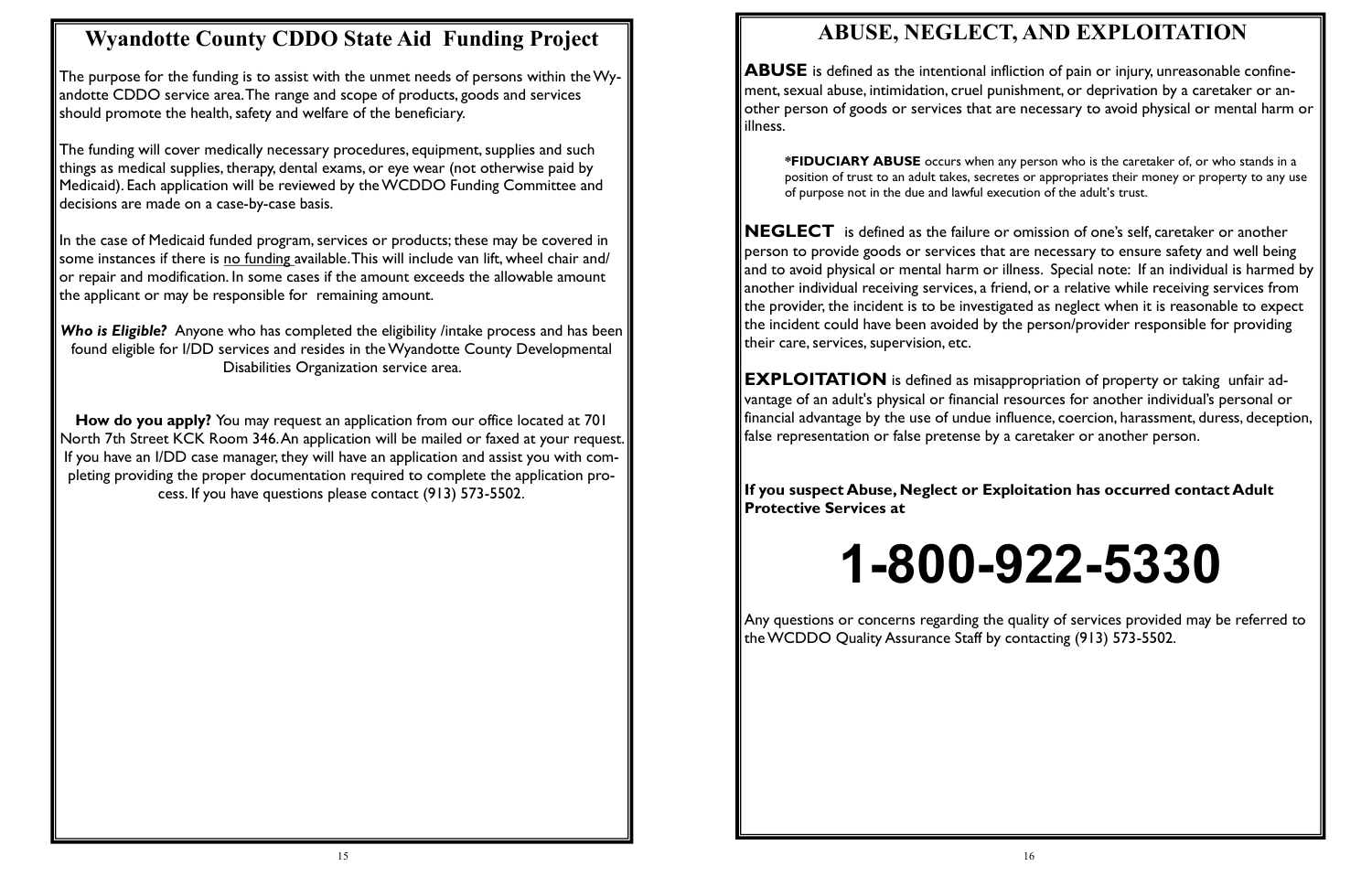## Wyandotte County CDDO State Aid Funding Project

The purpose for the funding is to assist with the unmet needs of persons within the Wyandotte CDDO service area. The range and scope of products, goods and services should promote the health, safety and welfare of the beneficiary.

The funding will cover medically necessary procedures, equipment, supplies and such things as medical supplies, therapy, dental exams, or eye wear (not otherwise paid by Medicaid). Each application will be reviewed by the WCDDO Funding Committee and decisions are made on a case-by-case basis.

In the case of Medicaid funded program, services or products; these may be covered in some instances if there is no funding available. This will include van lift, wheel chair and/ or repair and modification. In some cases if the amount exceeds the allowable amount the applicant or may be responsible for remaining amount.

***Who is Eligible?*** Anyone who has completed the eligibility /intake process and has been found eligible for I/DD services and resides in the Wyandotte County Developmental Disabilities Organization service area.

**How do you apply?** You may request an application from our office located at 701 North 7th Street KCK Room 346. An application will be mailed or faxed at your request. If you have an I/DD case manager, they will have an application and assist you with completing providing the proper documentation required to complete the application process. If you have questions please contact (913) 573-5502.

## ABUSE, NEGLECT, AND EXPLOITATION

**ABUSE** is defined as the intentional infliction of pain or injury, unreasonable confinement, sexual abuse, intimidation, cruel punishment, or deprivation by a caretaker or another person of goods or services that are necessary to avoid physical or mental harm or illness.

> ***FIDUCIARY ABUSE** occurs when any person who is the caretaker of, or who stands in a position of trust to an adult takes, secretes or appropriates their money or property to any use of purpose not in the due and lawful execution of the adult's trust.

**NEGLECT** is defined as the failure or omission of one's self, caretaker or another person to provide goods or services that are necessary to ensure safety and well being and to avoid physical or mental harm or illness. Special note: If an individual is harmed by another individual receiving services, a friend, or a relative while receiving services from the provider, the incident is to be investigated as neglect when it is reasonable to expect the incident could have been avoided by the person/provider responsible for providing their care, services, supervision, etc.

**EXPLOITATION** is defined as misappropriation of property or taking unfair advantage of an adult's physical or financial resources for another individual's personal or financial advantage by the use of undue influence, coercion, harassment, duress, deception, false representation or false pretense by a caretaker or another person.

**If you suspect Abuse, Neglect or Exploitation has occurred contact Adult Protective Services at**

# 1-800-922-5330

Any questions or concerns regarding the quality of services provided may be referred to the WCDDO Quality Assurance Staff by contacting (913) 573-5502.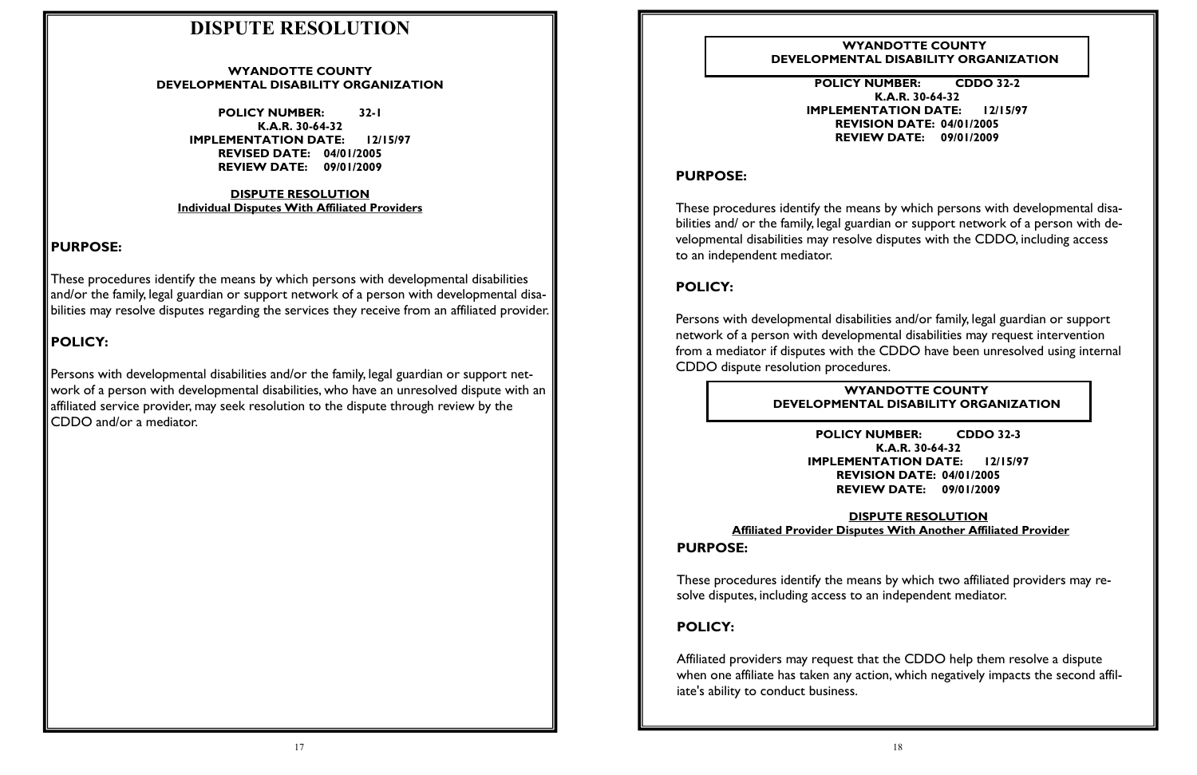# DISPUTE RESOLUTION

**WYANDOTTE COUNTY**
**DEVELOPMENTAL DISABILITY ORGANIZATION**

**POLICY NUMBER: 32-1**
**K.A.R. 30-64-32**
**IMPLEMENTATION DATE: 12/15/97**
**REVISED DATE: 04/01/2005**
**REVIEW DATE: 09/01/2009**

**DISPUTE RESOLUTION**
**Individual Disputes With Affiliated Providers**

## PURPOSE:

These procedures identify the means by which persons with developmental disabilities and/or the family, legal guardian or support network of a person with developmental disabilities may resolve disputes regarding the services they receive from an affiliated provider.

## POLICY:

Persons with developmental disabilities and/or the family, legal guardian or support network of a person with developmental disabilities, who have an unresolved dispute with an affiliated service provider, may seek resolution to the dispute through review by the CDDO and/or a mediator.

---

**WYANDOTTE COUNTY**
**DEVELOPMENTAL DISABILITY ORGANIZATION**

**POLICY NUMBER: CDDO 32-2**
**K.A.R. 30-64-32**
**IMPLEMENTATION DATE: 12/15/97**
**REVISION DATE: 04/01/2005**
**REVIEW DATE: 09/01/2009**

## PURPOSE:

These procedures identify the means by which persons with developmental disabilities and/ or the family, legal guardian or support network of a person with developmental disabilities may resolve disputes with the CDDO, including access to an independent mediator.

## POLICY:

Persons with developmental disabilities and/or family, legal guardian or support network of a person with developmental disabilities may request intervention from a mediator if disputes with the CDDO have been unresolved using internal CDDO dispute resolution procedures.

---

**WYANDOTTE COUNTY**
**DEVELOPMENTAL DISABILITY ORGANIZATION**

**POLICY NUMBER: CDDO 32-3**
**K.A.R. 30-64-32**
**IMPLEMENTATION DATE: 12/15/97**
**REVISION DATE: 04/01/2005**
**REVIEW DATE: 09/01/2009**

**DISPUTE RESOLUTION**
**Affiliated Provider Disputes With Another Affiliated Provider**

## PURPOSE:

These procedures identify the means by which two affiliated providers may resolve disputes, including access to an independent mediator.

## POLICY:

Affiliated providers may request that the CDDO help them resolve a dispute when one affiliate has taken any action, which negatively impacts the second affiliate's ability to conduct business.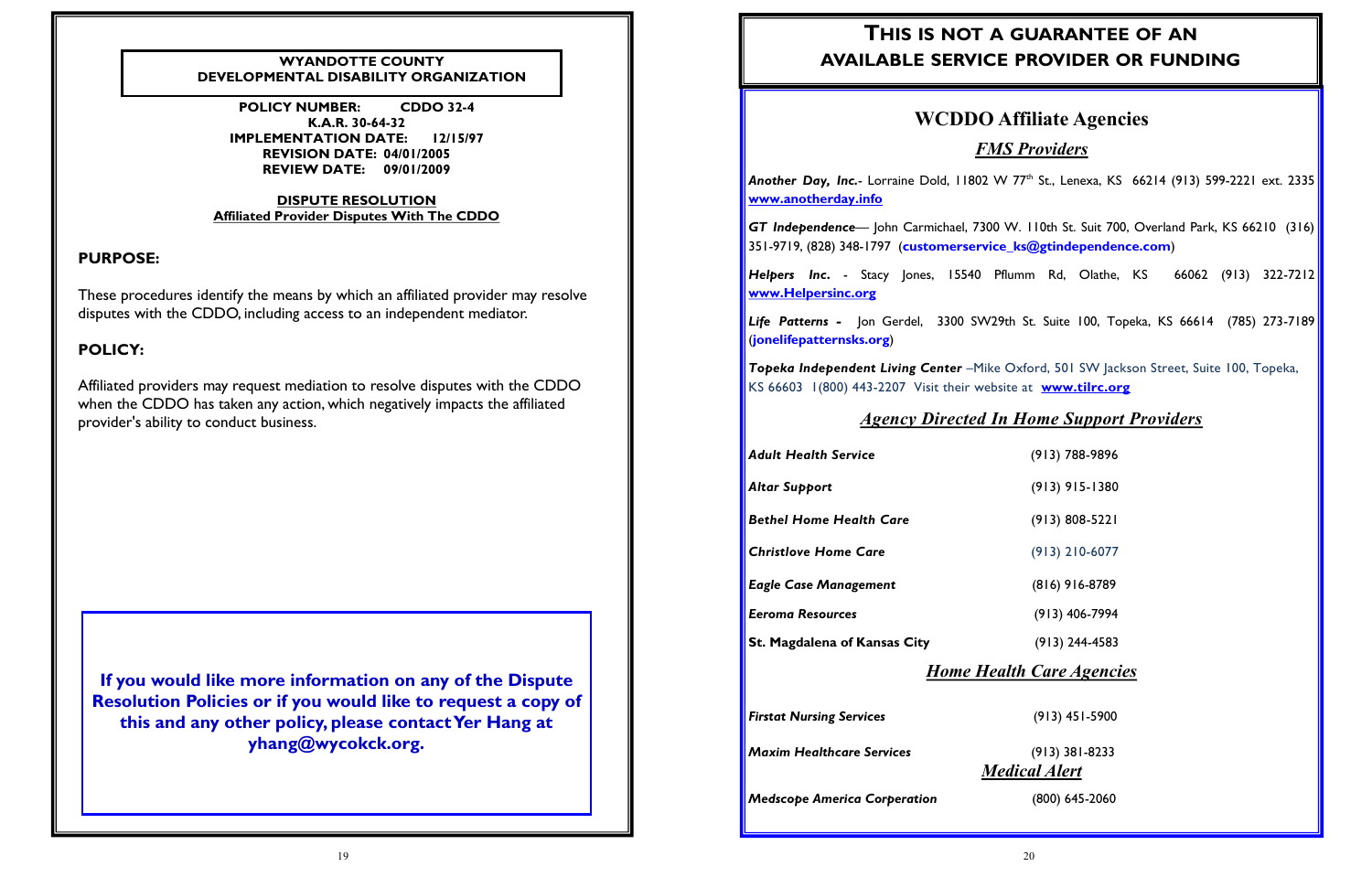**WYANDOTTE COUNTY**
**DEVELOPMENTAL DISABILITY ORGANIZATION**

**POLICY NUMBER: CDDO 32-4**
**K.A.R. 30-64-32**
**IMPLEMENTATION DATE: 12/15/97**
**REVISION DATE: 04/01/2005**
**REVIEW DATE: 09/01/2009**

**DISPUTE RESOLUTION**
**Affiliated Provider Disputes With The CDDO**

## PURPOSE:

These procedures identify the means by which an affiliated provider may resolve disputes with the CDDO, including access to an independent mediator.

## POLICY:

Affiliated providers may request mediation to resolve disputes with the CDDO when the CDDO has taken any action, which negatively impacts the affiliated provider's ability to conduct business.

**If you would like more information on any of the Dispute Resolution Policies or if you would like to request a copy of this and any other policy, please contact Yer Hang at yhang@wycokck.org.**

# THIS IS NOT A GUARANTEE OF AN AVAILABLE SERVICE PROVIDER OR FUNDING

## WCDDO Affiliate Agencies

### *FMS Providers*

***Another Day, Inc.***- Lorraine Dold, 11802 W 77th St., Lenexa, KS 66214 (913) 599-2221 ext. 2335 **www.anotherday.info**

***GT Independence***— John Carmichael, 7300 W. 110th St. Suit 700, Overland Park, KS 66210 (316) 351-9719, (828) 348-1797 (**customerservice_ks@gtindependence.com**)

***Helpers Inc.*** - Stacy Jones, 15540 Pflumm Rd, Olathe, KS 66062 (913) 322-7212 **www.Helpersinc.org**

***Life Patterns -*** Jon Gerdel, 3300 SW29th St. Suite 100, Topeka, KS 66614 (785) 273-7189 (**jonelifepatternsks.org**)

***Topeka Independent Living Center*** –Mike Oxford, 501 SW Jackson Street, Suite 100, Topeka, KS 66603 1(800) 443-2207 Visit their website at **www.tilrc.org**

### *Agency Directed In Home Support Providers*

| | |
|---|---|
| ***Adult Health Service*** | (913) 788-9896 |
| ***Altar Support*** | (913) 915-1380 |
| ***Bethel Home Health Care*** | (913) 808-5221 |
| ***Christlove Home Care*** | (913) 210-6077 |
| ***Eagle Case Management*** | (816) 916-8789 |
| ***Eeroma Resources*** | (913) 406-7994 |
| **St. Magdalena of Kansas City** | (913) 244-4583 |

### *Home Health Care Agencies*

| | |
|---|---|
| ***Firstat Nursing Services*** | (913) 451-5900 |
| ***Maxim Healthcare Services*** | (913) 381-8233 |

### *Medical Alert*

| | |
|---|---|
| ***Medscope America Corperation*** | (800) 645-2060 |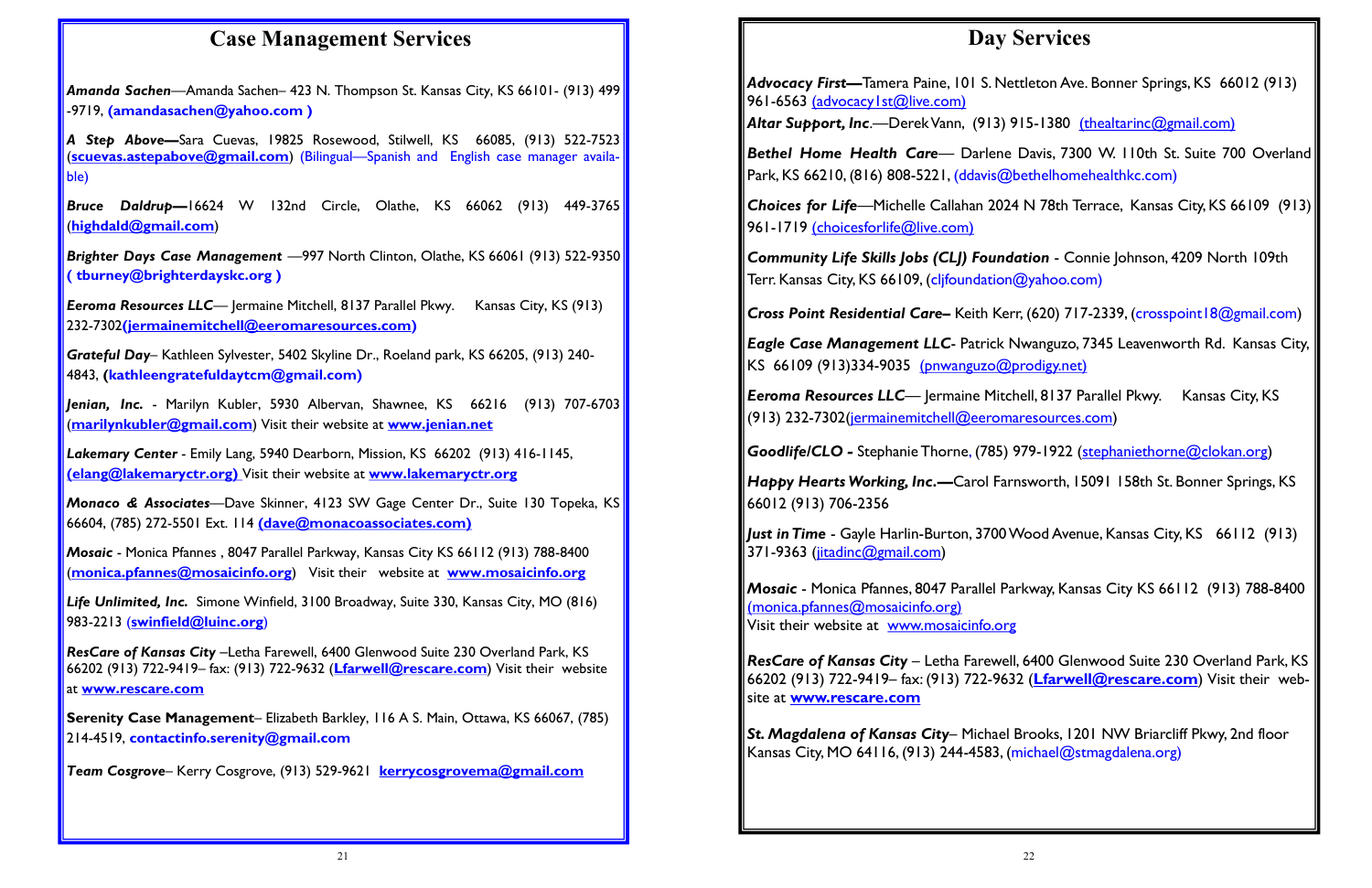# Case Management Services

***Amanda Sachen***—Amanda Sachen– 423 N. Thompson St. Kansas City, KS 66101- (913) 499 -9719, **(amandasachen@yahoo.com )**

***A Step Above—***Sara Cuevas, 19825 Rosewood, Stilwell, KS 66085, (913) 522-7523 (**scuevas.astepabove@gmail.com**) (Bilingual—Spanish and English case manager available)

***Bruce Daldrup—***16624 W 132nd Circle, Olathe, KS 66062 (913) 449-3765 (**highdald@gmail.com**)

***Brighter Days Case Management*** —997 North Clinton, Olathe, KS 66061 (913) 522-9350 **( tburney@brighterdayskc.org )**

***Eeroma Resources LLC***— Jermaine Mitchell, 8137 Parallel Pkwy. Kansas City, KS (913) 232-7302**(jermainemitchell@eeromaresources.com)**

***Grateful Day***– Kathleen Sylvester, 5402 Skyline Dr., Roeland park, KS 66205, (913) 240-4843, **(kathleengratefuldaytcm@gmail.com)**

***Jenian, Inc.*** - Marilyn Kubler, 5930 Albervan, Shawnee, KS 66216 (913) 707-6703 (**marilynkubler@gmail.com**) Visit their website at **www.jenian.net**

***Lakemary Center*** - Emily Lang, 5940 Dearborn, Mission, KS 66202 (913) 416-1145, **(elang@lakemaryctr.org)** Visit their website at **www.lakemaryctr.org**

***Monaco & Associates***—Dave Skinner, 4123 SW Gage Center Dr., Suite 130 Topeka, KS 66604, (785) 272-5501 Ext. 114 **(dave@monacoassociates.com)**

***Mosaic*** - Monica Pfannes , 8047 Parallel Parkway, Kansas City KS 66112 (913) 788-8400 (**monica.pfannes@mosaicinfo.org**) Visit their website at **www.mosaicinfo.org**

***Life Unlimited, Inc.*** Simone Winfield, 3100 Broadway, Suite 330, Kansas City, MO (816) 983-2213 (**swinfield@luinc.org**)

***ResCare of Kansas City*** –Letha Farewell, 6400 Glenwood Suite 230 Overland Park, KS 66202 (913) 722-9419– fax: (913) 722-9632 (**Lfarwell@rescare.com**) Visit their website at **www.rescare.com**

**Serenity Case Management**– Elizabeth Barkley, 116 A S. Main, Ottawa, KS 66067, (785) 214-4519, **contactinfo.serenity@gmail.com**

***Team Cosgrove***– Kerry Cosgrove, (913) 529-9621 **kerrycosgrovema@gmail.com**

# Day Services

***Advocacy First—***Tamera Paine, 101 S. Nettleton Ave. Bonner Springs, KS 66012 (913) 961-6563 (advocacy1st@live.com)

***Altar Support, Inc***.—Derek Vann, (913) 915-1380 (thealtarinc@gmail.com)

***Bethel Home Health Care***— Darlene Davis, 7300 W. 110th St. Suite 700 Overland Park, KS 66210, (816) 808-5221, (ddavis@bethelhomehealthkc.com)

***Choices for Life***—Michelle Callahan 2024 N 78th Terrace, Kansas City, KS 66109 (913) 961-1719 (choicesforlife@live.com)

***Community Life Skills Jobs (CLJ) Foundation*** - Connie Johnson, 4209 North 109th Terr. Kansas City, KS 66109, (cljfoundation@yahoo.com)

***Cross Point Residential Care–*** Keith Kerr, (620) 717-2339, (crosspoint18@gmail.com)

***Eagle Case Management LLC***- Patrick Nwanguzo, 7345 Leavenworth Rd. Kansas City, KS 66109 (913)334-9035 (pnwanguzo@prodigy.net)

***Eeroma Resources LLC***— Jermaine Mitchell, 8137 Parallel Pkwy. Kansas City, KS (913) 232-7302(jermainemitchell@eeromaresources.com)

***Goodlife/CLO -*** Stephanie Thorne, (785) 979-1922 (stephaniethorne@clokan.org)

***Happy Hearts Working, Inc.—***Carol Farnsworth, 15091 158th St. Bonner Springs, KS 66012 (913) 706-2356

***Just in Time*** - Gayle Harlin-Burton, 3700 Wood Avenue, Kansas City, KS 66112 (913) 371-9363 (jitadinc@gmail.com)

***Mosaic*** - Monica Pfannes, 8047 Parallel Parkway, Kansas City KS 66112 (913) 788-8400 (monica.pfannes@mosaicinfo.org)
Visit their website at www.mosaicinfo.org

***ResCare of Kansas City*** – Letha Farewell, 6400 Glenwood Suite 230 Overland Park, KS 66202 (913) 722-9419– fax: (913) 722-9632 (**Lfarwell@rescare.com**) Visit their website at **www.rescare.com**

***St. Magdalena of Kansas City***– Michael Brooks, 1201 NW Briarcliff Pkwy, 2nd floor Kansas City, MO 64116, (913) 244-4583, (michael@stmagdalena.org)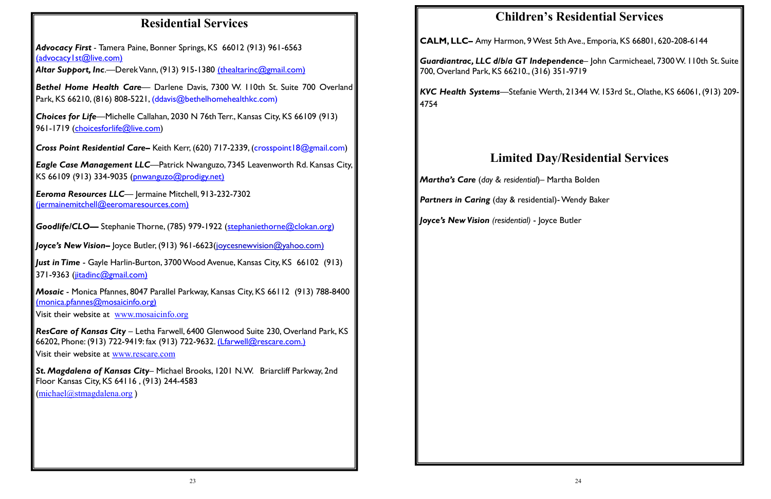# Residential Services

***Advocacy First*** - Tamera Paine, Bonner Springs, KS 66012 (913) 961-6563 (advocacy1st@live.com)

***Altar Support, Inc***.—Derek Vann, (913) 915-1380 (thealtarinc@gmail.com)

***Bethel Home Health Care***— Darlene Davis, 7300 W. 110th St. Suite 700 Overland Park, KS 66210, (816) 808-5221, (ddavis@bethelhomehealthkc.com)

***Choices for Life***—Michelle Callahan, 2030 N 76th Terr., Kansas City, KS 66109 (913) 961-1719 (choicesforlife@live.com)

***Cross Point Residential Care–*** Keith Kerr, (620) 717-2339, (crosspoint18@gmail.com)

***Eagle Case Management LLC***—Patrick Nwanguzo, 7345 Leavenworth Rd. Kansas City, KS 66109 (913) 334-9035 (pnwanguzo@prodigy.net)

***Eeroma Resources LLC***— Jermaine Mitchell, 913-232-7302 (jermainemitchell@eeromaresources.com)

***Goodlife/CLO—*** Stephanie Thorne, (785) 979-1922 (stephaniethorne@clokan.org)

***Joyce's New Vision–*** Joyce Butler, (913) 961-6623(joycesnewvision@yahoo.com)

***Just in Time*** - Gayle Harlin-Burton, 3700 Wood Avenue, Kansas City, KS 66102 (913) 371-9363 (jitadinc@gmail.com)

***Mosaic*** - Monica Pfannes, 8047 Parallel Parkway, Kansas City, KS 66112 (913) 788-8400 (monica.pfannes@mosaicinfo.org)
Visit their website at www.mosaicinfo.org

***ResCare of Kansas City*** – Letha Farwell, 6400 Glenwood Suite 230, Overland Park, KS 66202, Phone: (913) 722-9419: fax (913) 722-9632. (Lfarwell@rescare.com.)
Visit their website at www.rescare.com

***St. Magdalena of Kansas City***– Michael Brooks, 1201 N.W. Briarcliff Parkway, 2nd Floor Kansas City, KS 64116 , (913) 244-4583
(michael@stmagdalena.org )

# Children's Residential Services

**CALM, LLC–** Amy Harmon, 9 West 5th Ave., Emporia, KS 66801, 620-208-6144

***Guardiantrac, LLC d/b/a GT Independence***– John Carmicheael, 7300 W. 110th St. Suite 700, Overland Park, KS 66210., (316) 351-9719

***KVC Health Systems***—Stefanie Werth, 21344 W. 153rd St., Olathe, KS 66061, (913) 209-4754

# Limited Day/Residential Services

***Martha's Care*** (*day & residential*)– Martha Bolden

***Partners in Caring*** (day & residential)- Wendy Baker

***Joyce's New Vision*** *(residential)* - Joyce Butler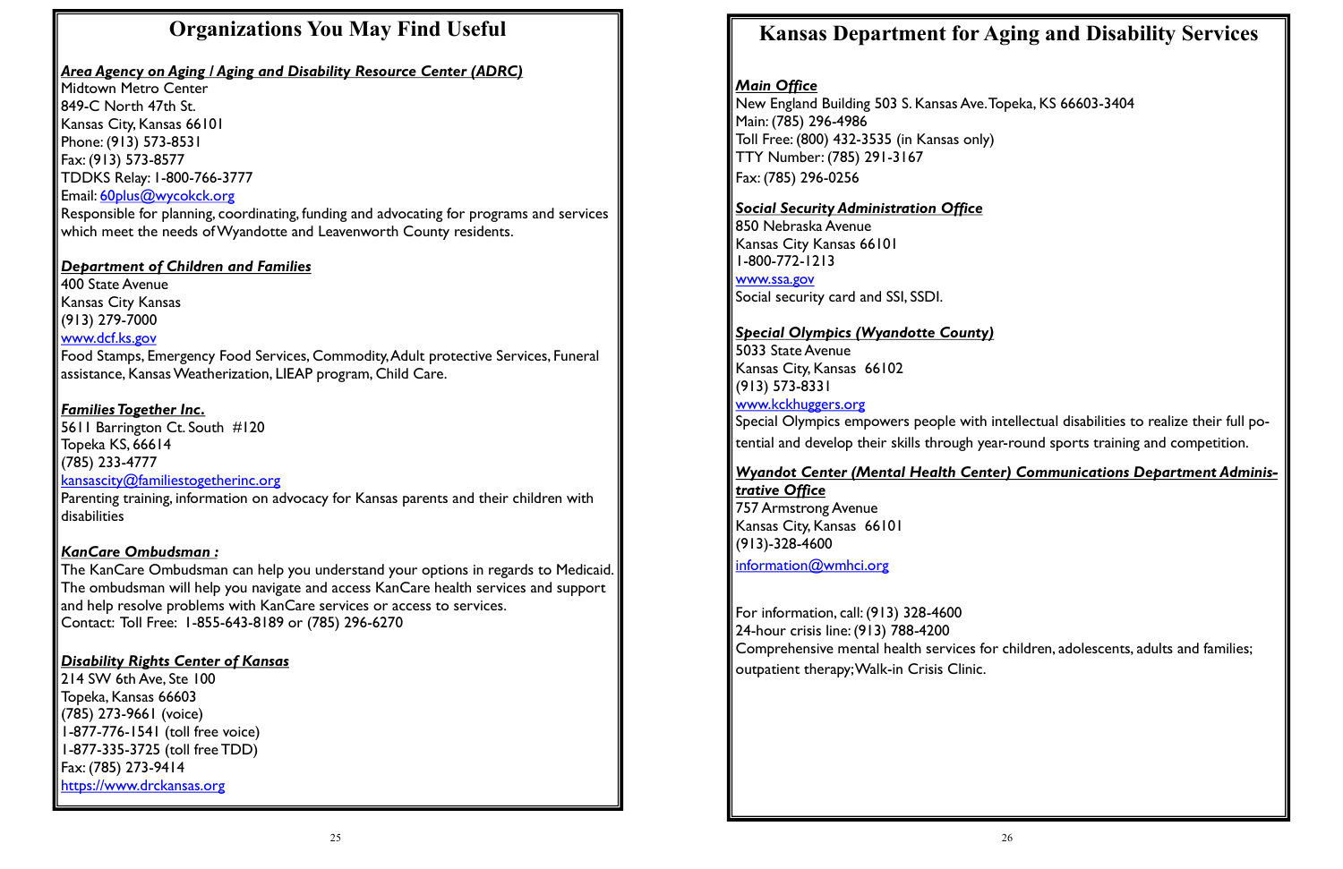# Organizations You May Find Useful

***Area Agency on Aging / Aging and Disability Resource Center (ADRC)***

Midtown Metro Center
849-C North 47th St.
Kansas City, Kansas 66101
Phone: (913) 573-8531
Fax: (913) 573-8577
TDDKS Relay: 1-800-766-3777
Email: 60plus@wycokck.org

Responsible for planning, coordinating, funding and advocating for programs and services which meet the needs of Wyandotte and Leavenworth County residents.

***Department of Children and Families***

400 State Avenue
Kansas City Kansas
(913) 279-7000
www.dcf.ks.gov

Food Stamps, Emergency Food Services, Commodity, Adult protective Services, Funeral assistance, Kansas Weatherization, LIEAP program, Child Care.

***Families Together Inc.***

5611 Barrington Ct. South #120
Topeka KS, 66614
(785) 233-4777
kansascity@familiestogetherinc.org

Parenting training, information on advocacy for Kansas parents and their children with disabilities

***KanCare Ombudsman :***

The KanCare Ombudsman can help you understand your options in regards to Medicaid. The ombudsman will help you navigate and access KanCare health services and support and help resolve problems with KanCare services or access to services.
Contact: Toll Free: 1-855-643-8189 or (785) 296-6270

***Disability Rights Center of Kansas***

214 SW 6th Ave, Ste 100
Topeka, Kansas 66603
(785) 273-9661 (voice)
1-877-776-1541 (toll free voice)
1-877-335-3725 (toll free TDD)
Fax: (785) 273-9414
https://www.drckansas.org

# Kansas Department for Aging and Disability Services

***Main Office***

New England Building 503 S. Kansas Ave. Topeka, KS 66603-3404
Main: (785) 296-4986
Toll Free: (800) 432-3535 (in Kansas only)
TTY Number: (785) 291-3167
Fax: (785) 296-0256

***Social Security Administration Office***

850 Nebraska Avenue
Kansas City Kansas 66101
1-800-772-1213
www.ssa.gov

Social security card and SSI, SSDI.

***Special Olympics (Wyandotte County)***

5033 State Avenue
Kansas City, Kansas 66102
(913) 573-8331
www.kckhuggers.org

Special Olympics empowers people with intellectual disabilities to realize their full potential and develop their skills through year-round sports training and competition.

***Wyandot Center (Mental Health Center) Communications Department Administrative Office***

757 Armstrong Avenue
Kansas City, Kansas 66101
(913)-328-4600
information@wmhci.org

For information, call: (913) 328-4600
24-hour crisis line: (913) 788-4200
Comprehensive mental health services for children, adolescents, adults and families; outpatient therapy; Walk-in Crisis Clinic.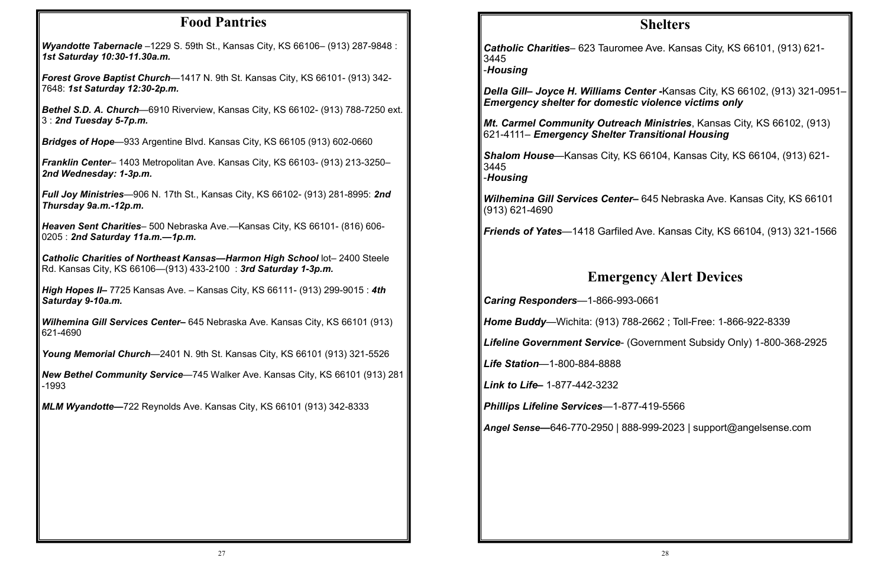## Food Pantries

***Wyandotte Tabernacle*** –1229 S. 59th St., Kansas City, KS 66106– (913) 287-9848 : ***1st Saturday 10:30-11.30a.m.***

***Forest Grove Baptist Church***—1417 N. 9th St. Kansas City, KS 66101- (913) 342-7648: ***1st Saturday 12:30-2p.m.***

***Bethel S.D. A. Church***—6910 Riverview, Kansas City, KS 66102- (913) 788-7250 ext. 3 : ***2nd Tuesday 5-7p.m.***

***Bridges of Hope***—933 Argentine Blvd. Kansas City, KS 66105 (913) 602-0660

***Franklin Center***– 1403 Metropolitan Ave. Kansas City, KS 66103- (913) 213-3250– ***2nd Wednesday: 1-3p.m.***

***Full Joy Ministries***—906 N. 17th St., Kansas City, KS 66102- (913) 281-8995: ***2nd Thursday 9a.m.-12p.m.***

***Heaven Sent Charities***– 500 Nebraska Ave.—Kansas City, KS 66101- (816) 606-0205 : ***2nd Saturday 11a.m.—1p.m.***

***Catholic Charities of Northeast Kansas—Harmon High School*** lot– 2400 Steele Rd. Kansas City, KS 66106—(913) 433-2100 : ***3rd Saturday 1-3p.m.***

***High Hopes II–*** 7725 Kansas Ave. – Kansas City, KS 66111- (913) 299-9015 : ***4th Saturday 9-10a.m.***

***Wilhemina Gill Services Center–*** 645 Nebraska Ave. Kansas City, KS 66101 (913) 621-4690

***Young Memorial Church***—2401 N. 9th St. Kansas City, KS 66101 (913) 321-5526

***New Bethel Community Service***—745 Walker Ave. Kansas City, KS 66101 (913) 281-1993

***MLM Wyandotte—***722 Reynolds Ave. Kansas City, KS 66101 (913) 342-8333

## Shelters

***Catholic Charities***– 623 Tauromee Ave. Kansas City, KS 66101, (913) 621-3445
-***Housing***

***Della Gill– Joyce H. Williams Center -***Kansas City, KS 66102, (913) 321-0951– ***Emergency shelter for domestic violence victims only***

***Mt. Carmel Community Outreach Ministries***, Kansas City, KS 66102, (913) 621-4111– ***Emergency Shelter Transitional Housing***

***Shalom House***—Kansas City, KS 66104, Kansas City, KS 66104, (913) 621-3445
-***Housing***

***Wilhemina Gill Services Center–*** 645 Nebraska Ave. Kansas City, KS 66101 (913) 621-4690

***Friends of Yates***—1418 Garfiled Ave. Kansas City, KS 66104, (913) 321-1566

## Emergency Alert Devices

***Caring Responders***—1-866-993-0661

***Home Buddy***—Wichita: (913) 788-2662 ; Toll-Free: 1-866-922-8339

***Lifeline Government Service***- (Government Subsidy Only) 1-800-368-2925

***Life Station***—1-800-884-8888

***Link to Life–*** 1-877-442-3232

***Phillips Lifeline Services***—1-877-419-5566

***Angel Sense—***646-770-2950 | 888-999-2023 | support@angelsense.com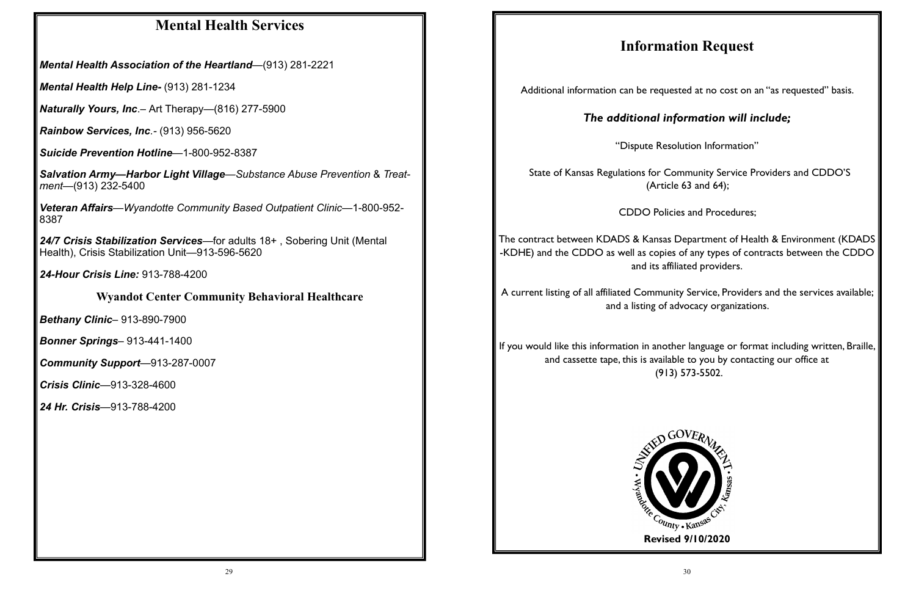## Mental Health Services

***Mental Health Association of the Heartland***—(913) 281-2221

***Mental Health Help Line-*** (913) 281-1234

***Naturally Yours, Inc***.– Art Therapy—(816) 277-5900

***Rainbow Services, Inc***.- (913) 956-5620

***Suicide Prevention Hotline***—1-800-952-8387

***Salvation Army—Harbor Light Village***—*Substance Abuse Prevention* & *Treatment*—(913) 232-5400

***Veteran Affairs***—*Wyandotte Community Based Outpatient Clinic*—1-800-952-8387

***24/7 Crisis Stabilization Services***—for adults 18+ , Sobering Unit (Mental Health), Crisis Stabilization Unit—913-596-5620

***24-Hour Crisis Line:*** 913-788-4200

### Wyandot Center Community Behavioral Healthcare

***Bethany Clinic***– 913-890-7900

***Bonner Springs***– 913-441-1400

***Community Support***—913-287-0007

***Crisis Clinic***—913-328-4600

***24 Hr. Crisis***—913-788-4200

## Information Request

Additional information can be requested at no cost on an "as requested" basis.

***The additional information will include;***

"Dispute Resolution Information"

State of Kansas Regulations for Community Service Providers and CDDO'S (Article 63 and 64);

CDDO Policies and Procedures;

The contract between KDADS & Kansas Department of Health & Environment (KDADS-KDHE) and the CDDO as well as copies of any types of contracts between the CDDO and its affiliated providers.

A current listing of all affiliated Community Service, Providers and the services available; and a listing of advocacy organizations.

If you would like this information in another language or format including written, Braille, and cassette tape, this is available to you by contacting our office at (913) 573-5502.

UNIFIED GOVERNMENT • Wyandotte County • Kansas City, Kansas •

**Revised 9/10/2020**